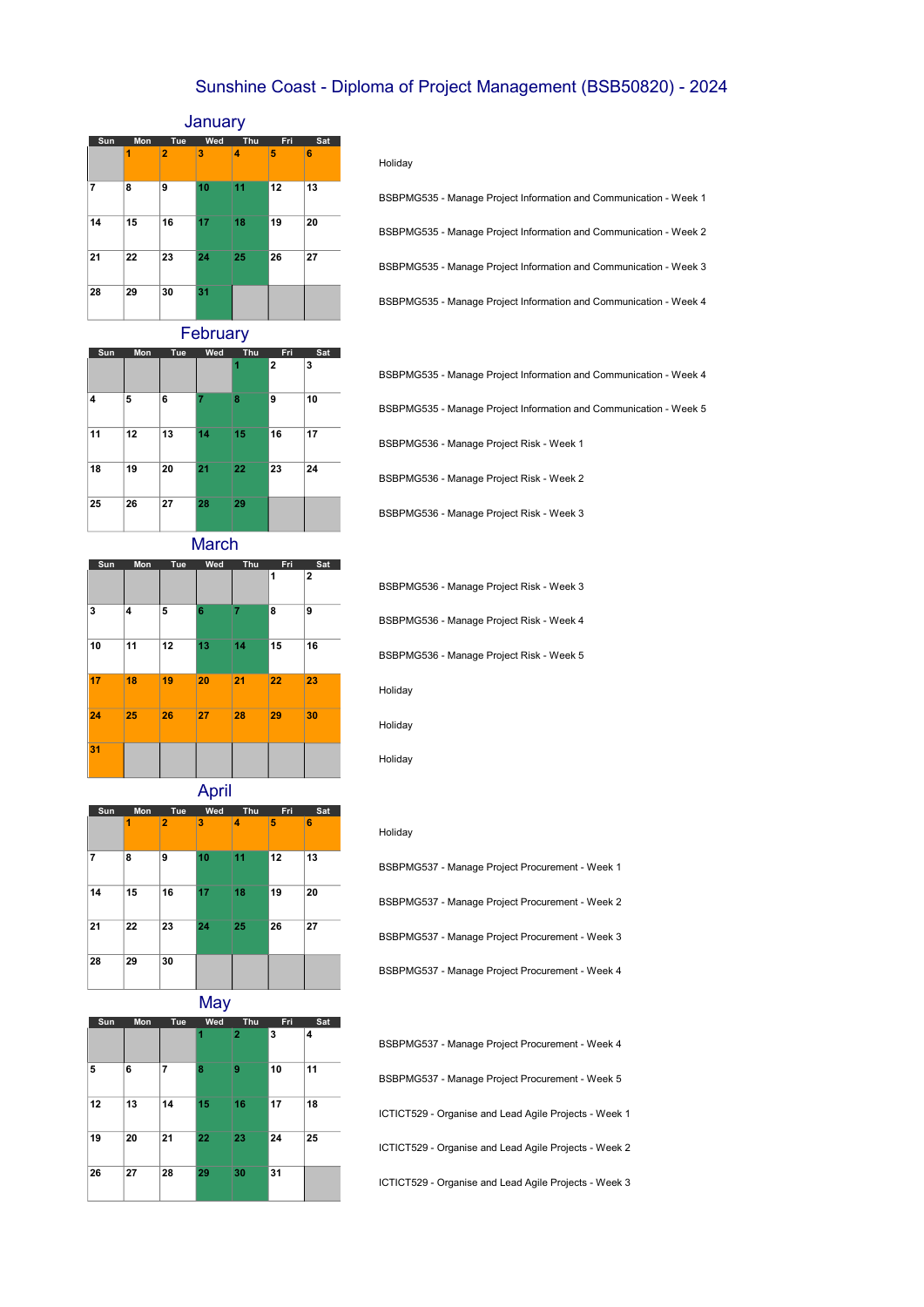# Sunshine Coast - Diploma of Project Management (BSB50820) - 2024

## January

| Sun | Mon | Tue | Wed | Thu | Fri | Sat | |
|---|---|---|---|---|---|---|---|
| | 1 | 2 | 3 | 4 | 5 | 6 | Holiday |
| 7 | 8 | 9 | 10 | 11 | 12 | 13 | BSBPMG535 - Manage Project Information and Communication - Week 1 |
| 14 | 15 | 16 | 17 | 18 | 19 | 20 | BSBPMG535 - Manage Project Information and Communication - Week 2 |
| 21 | 22 | 23 | 24 | 25 | 26 | 27 | BSBPMG535 - Manage Project Information and Communication - Week 3 |
| 28 | 29 | 30 | 31 | | | | BSBPMG535 - Manage Project Information and Communication - Week 4 |

## February

| Sun | Mon | Tue | Wed | Thu | Fri | Sat | |
|---|---|---|---|---|---|---|---|
| | | | | 1 | 2 | 3 | BSBPMG535 - Manage Project Information and Communication - Week 4 |
| 4 | 5 | 6 | 7 | 8 | 9 | 10 | BSBPMG535 - Manage Project Information and Communication - Week 5 |
| 11 | 12 | 13 | 14 | 15 | 16 | 17 | BSBPMG536 - Manage Project Risk - Week 1 |
| 18 | 19 | 20 | 21 | 22 | 23 | 24 | BSBPMG536 - Manage Project Risk - Week 2 |
| 25 | 26 | 27 | 28 | 29 | | | BSBPMG536 - Manage Project Risk - Week 3 |

## March

| Sun | Mon | Tue | Wed | Thu | Fri | Sat | |
|---|---|---|---|---|---|---|---|
| | | | | | 1 | 2 | BSBPMG536 - Manage Project Risk - Week 3 |
| 3 | 4 | 5 | 6 | 7 | 8 | 9 | BSBPMG536 - Manage Project Risk - Week 4 |
| 10 | 11 | 12 | 13 | 14 | 15 | 16 | BSBPMG536 - Manage Project Risk - Week 5 |
| 17 | 18 | 19 | 20 | 21 | 22 | 23 | Holiday |
| 24 | 25 | 26 | 27 | 28 | 29 | 30 | Holiday |
| 31 | | | | | | | Holiday |

## April

| Sun | Mon | Tue | Wed | Thu | Fri | Sat | |
|---|---|---|---|---|---|---|---|
| | 1 | 2 | 3 | 4 | 5 | 6 | Holiday |
| 7 | 8 | 9 | 10 | 11 | 12 | 13 | BSBPMG537 - Manage Project Procurement - Week 1 |
| 14 | 15 | 16 | 17 | 18 | 19 | 20 | BSBPMG537 - Manage Project Procurement - Week 2 |
| 21 | 22 | 23 | 24 | 25 | 26 | 27 | BSBPMG537 - Manage Project Procurement - Week 3 |
| 28 | 29 | 30 | | | | | BSBPMG537 - Manage Project Procurement - Week 4 |

## May

| Sun | Mon | Tue | Wed | Thu | Fri | Sat | |
|---|---|---|---|---|---|---|---|
| | | | 1 | 2 | 3 | 4 | BSBPMG537 - Manage Project Procurement - Week 4 |
| 5 | 6 | 7 | 8 | 9 | 10 | 11 | BSBPMG537 - Manage Project Procurement - Week 5 |
| 12 | 13 | 14 | 15 | 16 | 17 | 18 | ICTICT529 - Organise and Lead Agile Projects - Week 1 |
| 19 | 20 | 21 | 22 | 23 | 24 | 25 | ICTICT529 - Organise and Lead Agile Projects - Week 2 |
| 26 | 27 | 28 | 29 | 30 | 31 | | ICTICT529 - Organise and Lead Agile Projects - Week 3 |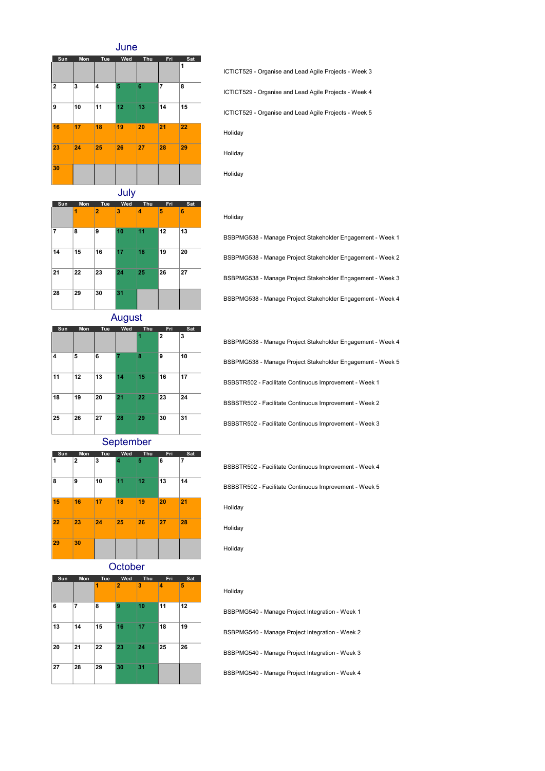## June

| Sun | Mon | Tue | Wed | Thu | Fri | Sat | |
|---|---|---|---|---|---|---|---|
| | | | | | | 1 | ICTICT529 - Organise and Lead Agile Projects - Week 3 |
| 2 | 3 | 4 | 5 | 6 | 7 | 8 | ICTICT529 - Organise and Lead Agile Projects - Week 4 |
| 9 | 10 | 11 | 12 | 13 | 14 | 15 | ICTICT529 - Organise and Lead Agile Projects - Week 5 |
| 16 | 17 | 18 | 19 | 20 | 21 | 22 | Holiday |
| 23 | 24 | 25 | 26 | 27 | 28 | 29 | Holiday |
| 30 | | | | | | | Holiday |

## July

| Sun | Mon | Tue | Wed | Thu | Fri | Sat | |
|---|---|---|---|---|---|---|---|
| | 1 | 2 | 3 | 4 | 5 | 6 | Holiday |
| 7 | 8 | 9 | 10 | 11 | 12 | 13 | BSBPMG538 - Manage Project Stakeholder Engagement - Week 1 |
| 14 | 15 | 16 | 17 | 18 | 19 | 20 | BSBPMG538 - Manage Project Stakeholder Engagement - Week 2 |
| 21 | 22 | 23 | 24 | 25 | 26 | 27 | BSBPMG538 - Manage Project Stakeholder Engagement - Week 3 |
| 28 | 29 | 30 | 31 | | | | BSBPMG538 - Manage Project Stakeholder Engagement - Week 4 |

## August

| Sun | Mon | Tue | Wed | Thu | Fri | Sat | |
|---|---|---|---|---|---|---|---|
| | | | | 1 | 2 | 3 | BSBPMG538 - Manage Project Stakeholder Engagement - Week 4 |
| 4 | 5 | 6 | 7 | 8 | 9 | 10 | BSBPMG538 - Manage Project Stakeholder Engagement - Week 5 |
| 11 | 12 | 13 | 14 | 15 | 16 | 17 | BSBSTR502 - Facilitate Continuous Improvement - Week 1 |
| 18 | 19 | 20 | 21 | 22 | 23 | 24 | BSBSTR502 - Facilitate Continuous Improvement - Week 2 |
| 25 | 26 | 27 | 28 | 29 | 30 | 31 | BSBSTR502 - Facilitate Continuous Improvement - Week 3 |

## September

| Sun | Mon | Tue | Wed | Thu | Fri | Sat | |
|---|---|---|---|---|---|---|---|
| 1 | 2 | 3 | 4 | 5 | 6 | 7 | BSBSTR502 - Facilitate Continuous Improvement - Week 4 |
| 8 | 9 | 10 | 11 | 12 | 13 | 14 | BSBSTR502 - Facilitate Continuous Improvement - Week 5 |
| 15 | 16 | 17 | 18 | 19 | 20 | 21 | Holiday |
| 22 | 23 | 24 | 25 | 26 | 27 | 28 | Holiday |
| 29 | 30 | | | | | | Holiday |

## October

| Sun | Mon | Tue | Wed | Thu | Fri | Sat | |
|---|---|---|---|---|---|---|---|
| | | 1 | 2 | 3 | 4 | 5 | Holiday |
| 6 | 7 | 8 | 9 | 10 | 11 | 12 | BSBPMG540 - Manage Project Integration - Week 1 |
| 13 | 14 | 15 | 16 | 17 | 18 | 19 | BSBPMG540 - Manage Project Integration - Week 2 |
| 20 | 21 | 22 | 23 | 24 | 25 | 26 | BSBPMG540 - Manage Project Integration - Week 3 |
| 27 | 28 | 29 | 30 | 31 | | | BSBPMG540 - Manage Project Integration - Week 4 |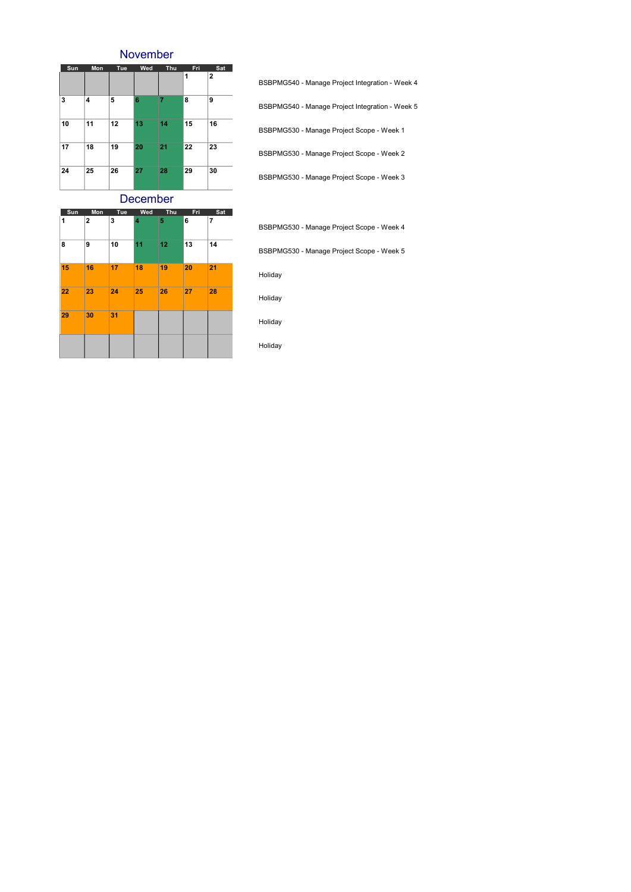## November

| Sun | Mon | Tue | Wed | Thu | Fri | Sat | |
|---|---|---|---|---|---|---|---|
| | | | | | 1 | 2 | BSBPMG540 - Manage Project Integration - Week 4 |
| 3 | 4 | 5 | 6 | 7 | 8 | 9 | BSBPMG540 - Manage Project Integration - Week 5 |
| 10 | 11 | 12 | 13 | 14 | 15 | 16 | BSBPMG530 - Manage Project Scope - Week 1 |
| 17 | 18 | 19 | 20 | 21 | 22 | 23 | BSBPMG530 - Manage Project Scope - Week 2 |
| 24 | 25 | 26 | 27 | 28 | 29 | 30 | BSBPMG530 - Manage Project Scope - Week 3 |

## December

| Sun | Mon | Tue | Wed | Thu | Fri | Sat | |
|---|---|---|---|---|---|---|---|
| 1 | 2 | 3 | 4 | 5 | 6 | 7 | BSBPMG530 - Manage Project Scope - Week 4 |
| 8 | 9 | 10 | 11 | 12 | 13 | 14 | BSBPMG530 - Manage Project Scope - Week 5 |
| 15 | 16 | 17 | 18 | 19 | 20 | 21 | Holiday |
| 22 | 23 | 24 | 25 | 26 | 27 | 28 | Holiday |
| 29 | 30 | 31 | | | | | Holiday |
| | | | | | | | Holiday |